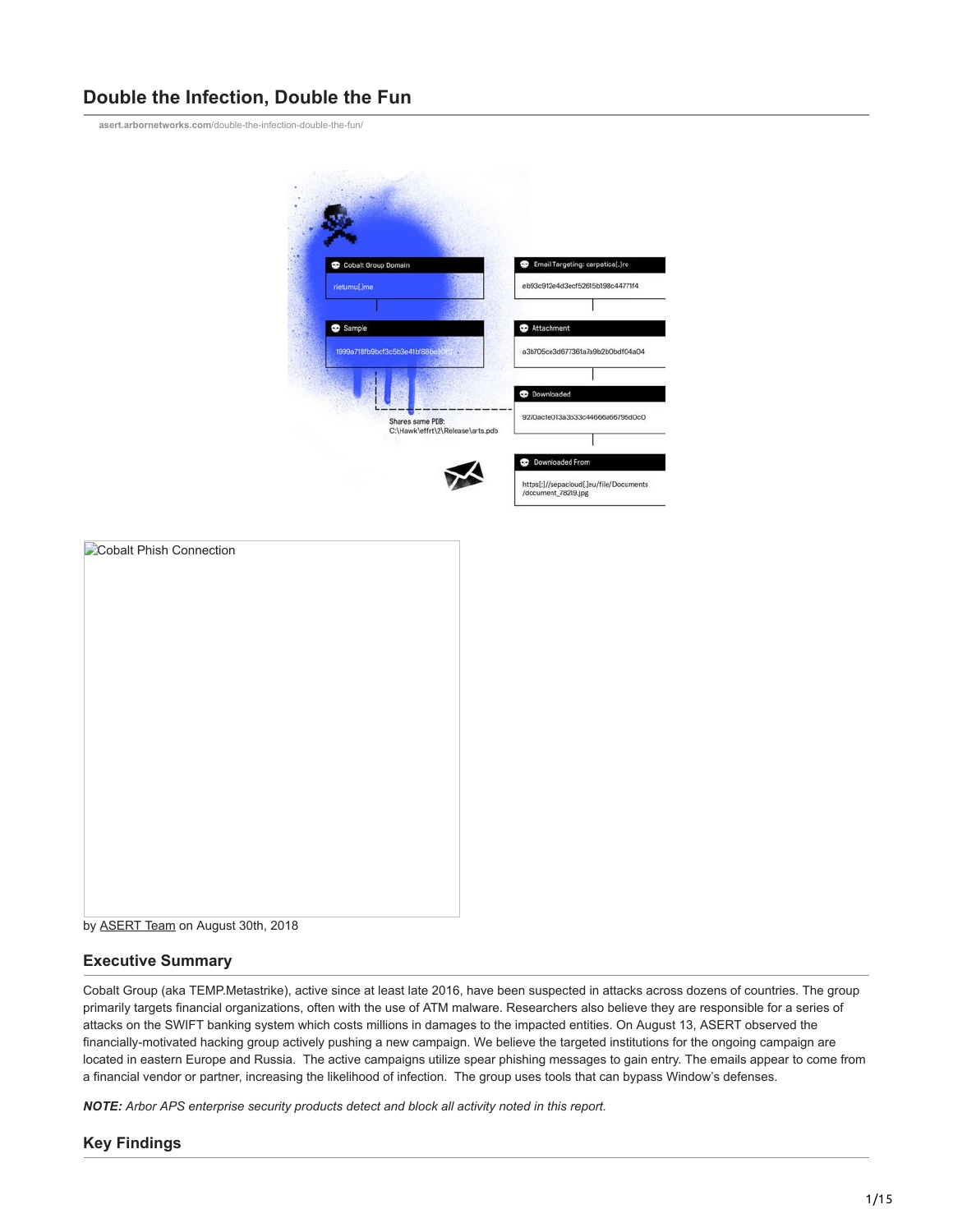# Double the Infection, Double the Fun

asert.arbornetworks.com/double-the-infection-double-the-fun/

Cobalt Phish Connection

by ASERT Team on August 30th, 2018

## Executive Summary

Cobalt Group (aka TEMP.Metastrike), active since at least late 2016, have been suspected in attacks across dozens of countries. The group primarily targets financial organizations, often with the use of ATM malware. Researchers also believe they are responsible for a series of attacks on the SWIFT banking system which costs millions in damages to the impacted entities. On August 13, ASERT observed the financially-motivated hacking group actively pushing a new campaign. We believe the targeted institutions for the ongoing campaign are located in eastern Europe and Russia. The active campaigns utilize spear phishing messages to gain entry. The emails appear to come from a financial vendor or partner, increasing the likelihood of infection. The group uses tools that can bypass Window's defenses.

***NOTE:** Arbor APS enterprise security products detect and block all activity noted in this report.*

## Key Findings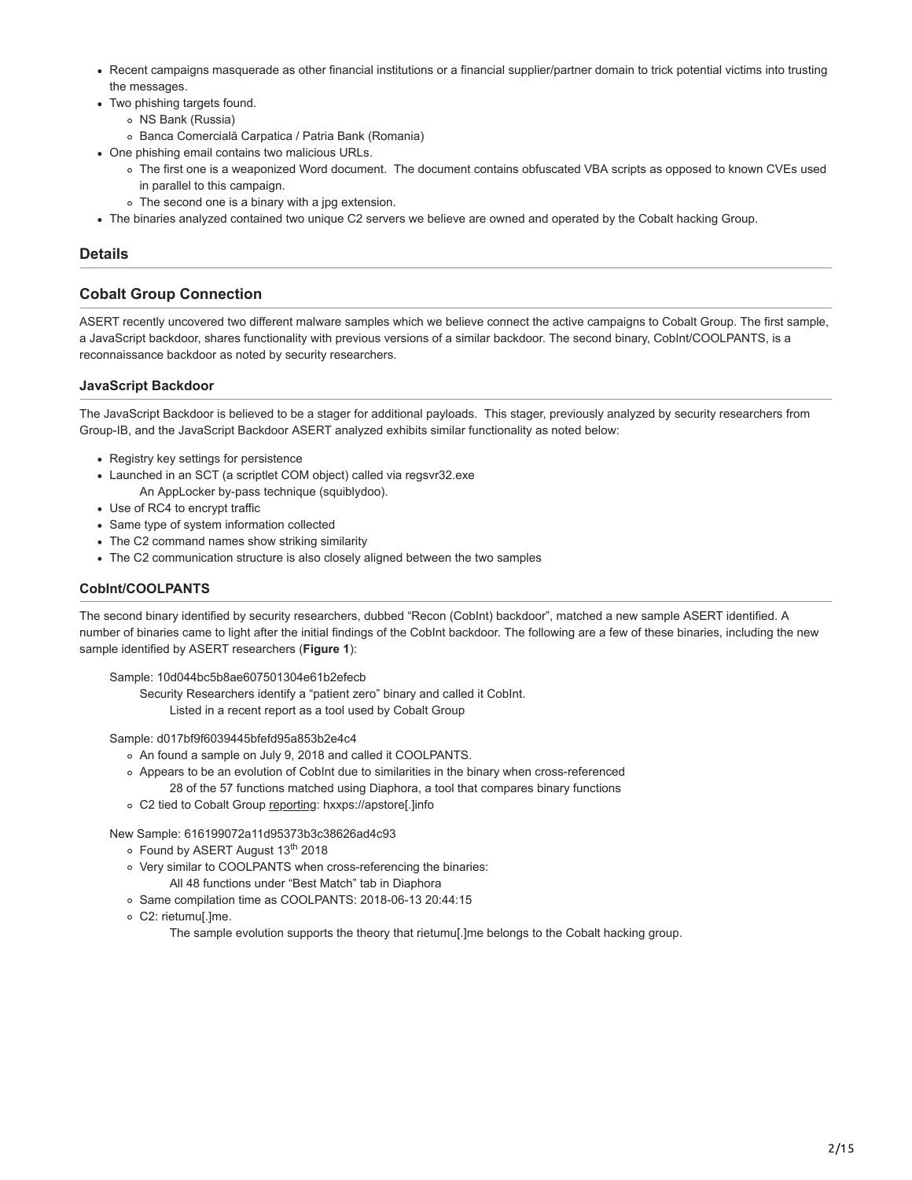- Recent campaigns masquerade as other financial institutions or a financial supplier/partner domain to trick potential victims into trusting the messages.
- Two phishing targets found.
  - NS Bank (Russia)
  - Banca Comercială Carpatica / Patria Bank (Romania)
- One phishing email contains two malicious URLs.
  - The first one is a weaponized Word document. The document contains obfuscated VBA scripts as opposed to known CVEs used in parallel to this campaign.
  - The second one is a binary with a jpg extension.
- The binaries analyzed contained two unique C2 servers we believe are owned and operated by the Cobalt hacking Group.

## Details

## Cobalt Group Connection

ASERT recently uncovered two different malware samples which we believe connect the active campaigns to Cobalt Group. The first sample, a JavaScript backdoor, shares functionality with previous versions of a similar backdoor. The second binary, CobInt/COOLPANTS, is a reconnaissance backdoor as noted by security researchers.

### JavaScript Backdoor

The JavaScript Backdoor is believed to be a stager for additional payloads. This stager, previously analyzed by security researchers from Group-IB, and the JavaScript Backdoor ASERT analyzed exhibits similar functionality as noted below:

- Registry key settings for persistence
- Launched in an SCT (a scriptlet COM object) called via regsvr32.exe
  - An AppLocker by-pass technique (squiblydoo).
- Use of RC4 to encrypt traffic
- Same type of system information collected
- The C2 command names show striking similarity
- The C2 communication structure is also closely aligned between the two samples

### CobInt/COOLPANTS

The second binary identified by security researchers, dubbed “Recon (CobInt) backdoor”, matched a new sample ASERT identified. A number of binaries came to light after the initial findings of the CobInt backdoor. The following are a few of these binaries, including the new sample identified by ASERT researchers (**Figure 1**):

Sample: 10d044bc5b8ae607501304e61b2efecb
- Security Researchers identify a “patient zero” binary and called it CobInt.
  - Listed in a recent report as a tool used by Cobalt Group

Sample: d017bf9f6039445bfefd95a853b2e4c4
- An found a sample on July 9, 2018 and called it COOLPANTS.
- Appears to be an evolution of CobInt due to similarities in the binary when cross-referenced
  - 28 of the 57 functions matched using Diaphora, a tool that compares binary functions
- C2 tied to Cobalt Group reporting: hxxps://apstore[.]info

New Sample: 616199072a11d95373b3c38626ad4c93
- Found by ASERT August 13th 2018
- Very similar to COOLPANTS when cross-referencing the binaries:
  - All 48 functions under “Best Match” tab in Diaphora
- Same compilation time as COOLPANTS: 2018-06-13 20:44:15
- C2: rietumu[.]me.
  - The sample evolution supports the theory that rietumu[.]me belongs to the Cobalt hacking group.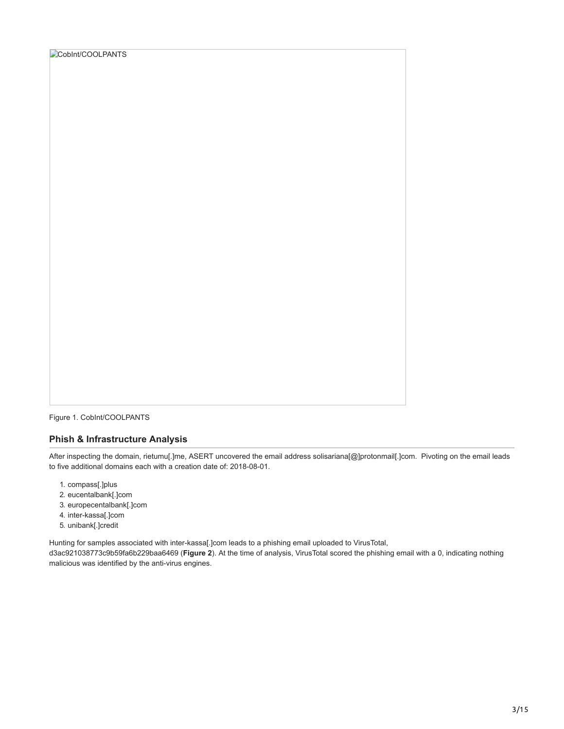CobInt/COOLPANTS

Figure 1. CobInt/COOLPANTS

### Phish & Infrastructure Analysis

After inspecting the domain, rietumu[.]me, ASERT uncovered the email address solisariana[@]protonmail[.]com. Pivoting on the email leads to five additional domains each with a creation date of: 2018-08-01.

1. compass[.]plus
2. eucentalbank[.]com
3. europecentalbank[.]com
4. inter-kassa[.]com
5. unibank[.]credit

Hunting for samples associated with inter-kassa[.]com leads to a phishing email uploaded to VirusTotal, d3ac921038773c9b59fa6b229baa6469 (**Figure 2**). At the time of analysis, VirusTotal scored the phishing email with a 0, indicating nothing malicious was identified by the anti-virus engines.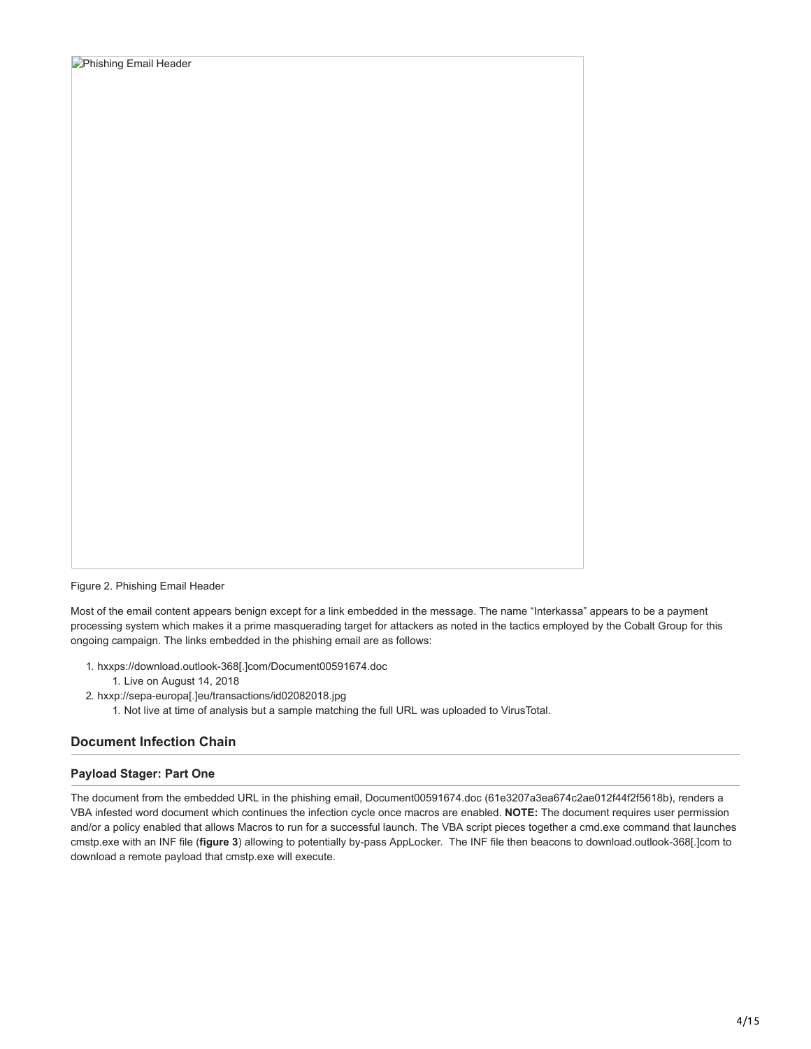Figure 2. Phishing Email Header

Most of the email content appears benign except for a link embedded in the message. The name "Interkassa" appears to be a payment processing system which makes it a prime masquerading target for attackers as noted in the tactics employed by the Cobalt Group for this ongoing campaign. The links embedded in the phishing email are as follows:

1. hxxps://download.outlook-368[.]com/Document00591674.doc
   1. Live on August 14, 2018
2. hxxp://sepa-europa[.]eu/transactions/id02082018.jpg
   1. Not live at time of analysis but a sample matching the full URL was uploaded to VirusTotal.

## Document Infection Chain

### Payload Stager: Part One

The document from the embedded URL in the phishing email, Document00591674.doc (61e3207a3ea674c2ae012f44f2f5618b), renders a VBA infested word document which continues the infection cycle once macros are enabled. **NOTE:** The document requires user permission and/or a policy enabled that allows Macros to run for a successful launch. The VBA script pieces together a cmd.exe command that launches cmstp.exe with an INF file (**figure 3**) allowing to potentially by-pass AppLocker. The INF file then beacons to download.outlook-368[.]com to download a remote payload that cmstp.exe will execute.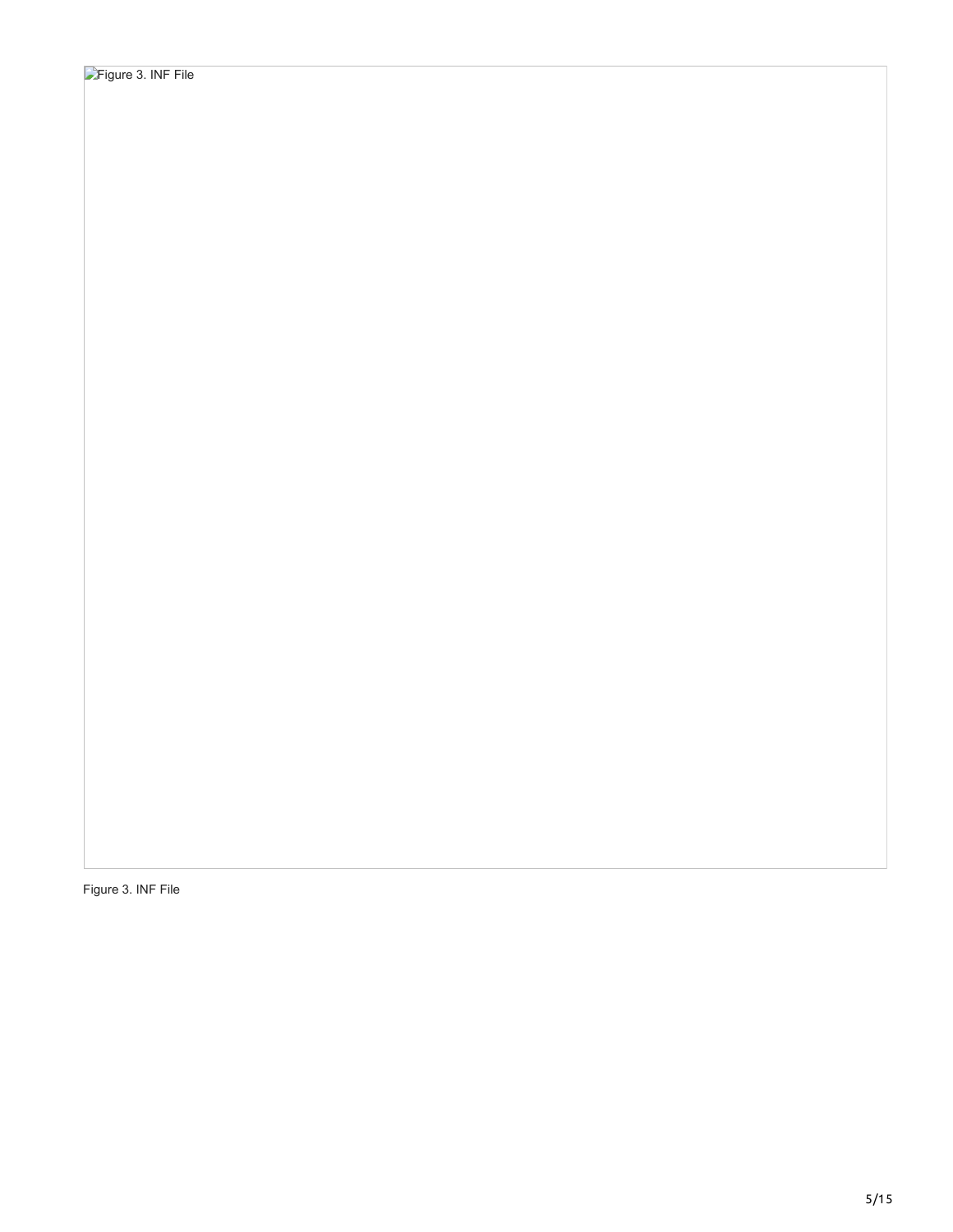Figure 3. INF File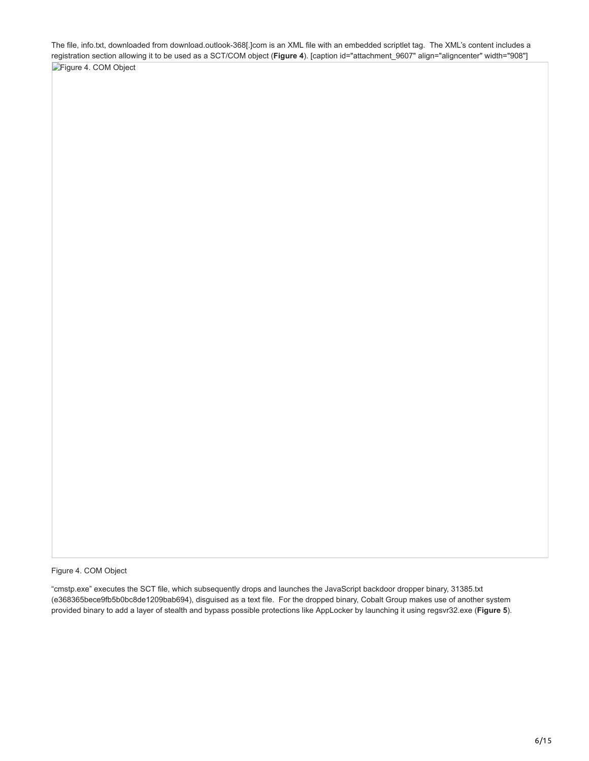The file, info.txt, downloaded from download.outlook-368[.]com is an XML file with an embedded scriptlet tag. The XML's content includes a registration section allowing it to be used as a SCT/COM object (**Figure 4**). [caption id="attachment_9607" align="aligncenter" width="908"]

Figure 4. COM Object

Figure 4. COM Object

"cmstp.exe" executes the SCT file, which subsequently drops and launches the JavaScript backdoor dropper binary, 31385.txt (e368365bece9fb5b0bc8de1209bab694), disguised as a text file. For the dropped binary, Cobalt Group makes use of another system provided binary to add a layer of stealth and bypass possible protections like AppLocker by launching it using regsvr32.exe (**Figure 5**).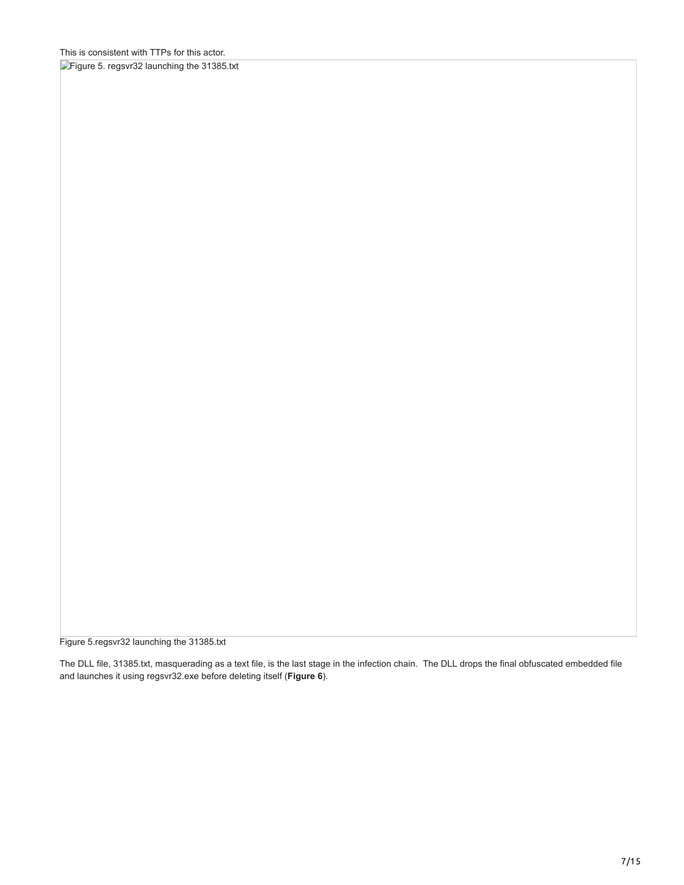This is consistent with TTPs for this actor.

Figure 5. regsvr32 launching the 31385.txt

Figure 5.regsvr32 launching the 31385.txt

The DLL file, 31385.txt, masquerading as a text file, is the last stage in the infection chain. The DLL drops the final obfuscated embedded file and launches it using regsvr32.exe before deleting itself (**Figure 6**).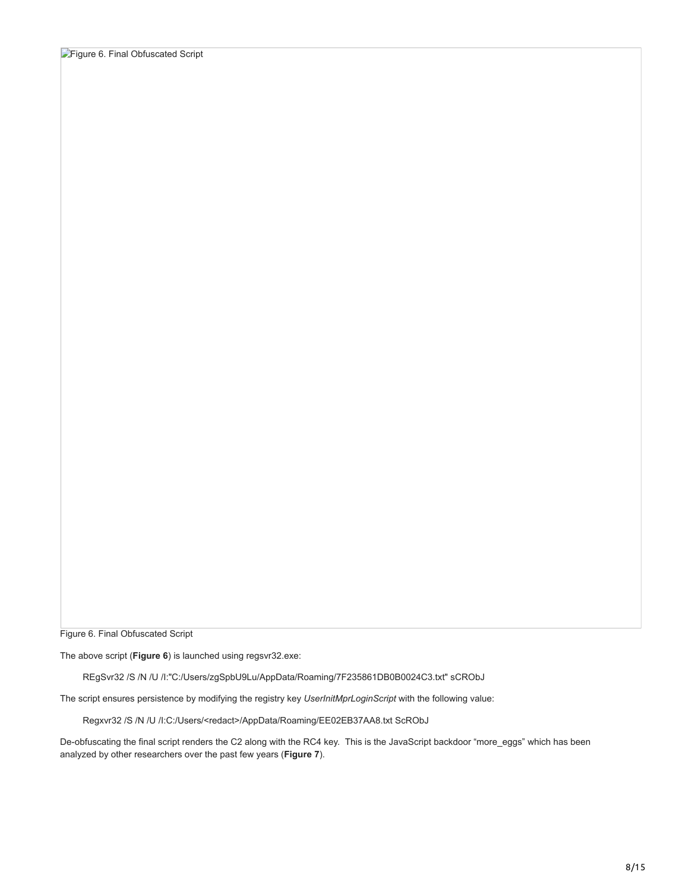Figure 6. Final Obfuscated Script

Figure 6. Final Obfuscated Script

The above script (**Figure 6**) is launched using regsvr32.exe:

```
REgSvr32 /S /N /U /I:"C:/Users/zgSpbU9Lu/AppData/Roaming/7F235861DB0B0024C3.txt" sCRObJ
```

The script ensures persistence by modifying the registry key *UserInitMprLoginScript* with the following value:

```
Regxvr32 /S /N /U /I:C:/Users/<redact>/AppData/Roaming/EE02EB37AA8.txt ScRObJ
```

De-obfuscating the final script renders the C2 along with the RC4 key. This is the JavaScript backdoor "more_eggs" which has been analyzed by other researchers over the past few years (**Figure 7**).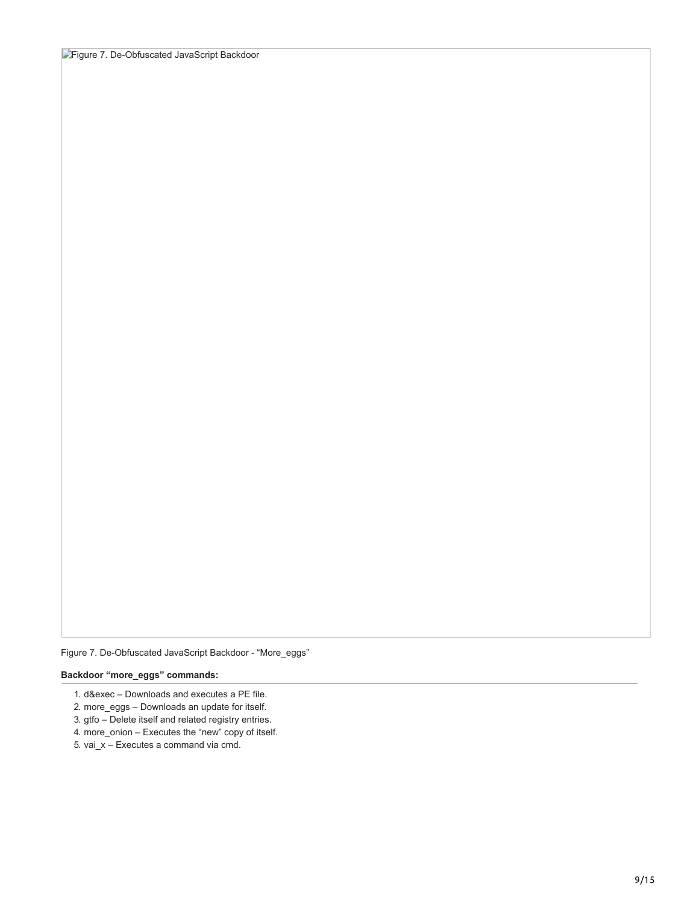Figure 7. De-Obfuscated JavaScript Backdoor

Figure 7. De-Obfuscated JavaScript Backdoor - “More_eggs”

**Backdoor “more_eggs” commands:**

1. d&exec – Downloads and executes a PE file.
2. more_eggs – Downloads an update for itself.
3. gtfo – Delete itself and related registry entries.
4. more_onion – Executes the “new” copy of itself.
5. vai_x – Executes a command via cmd.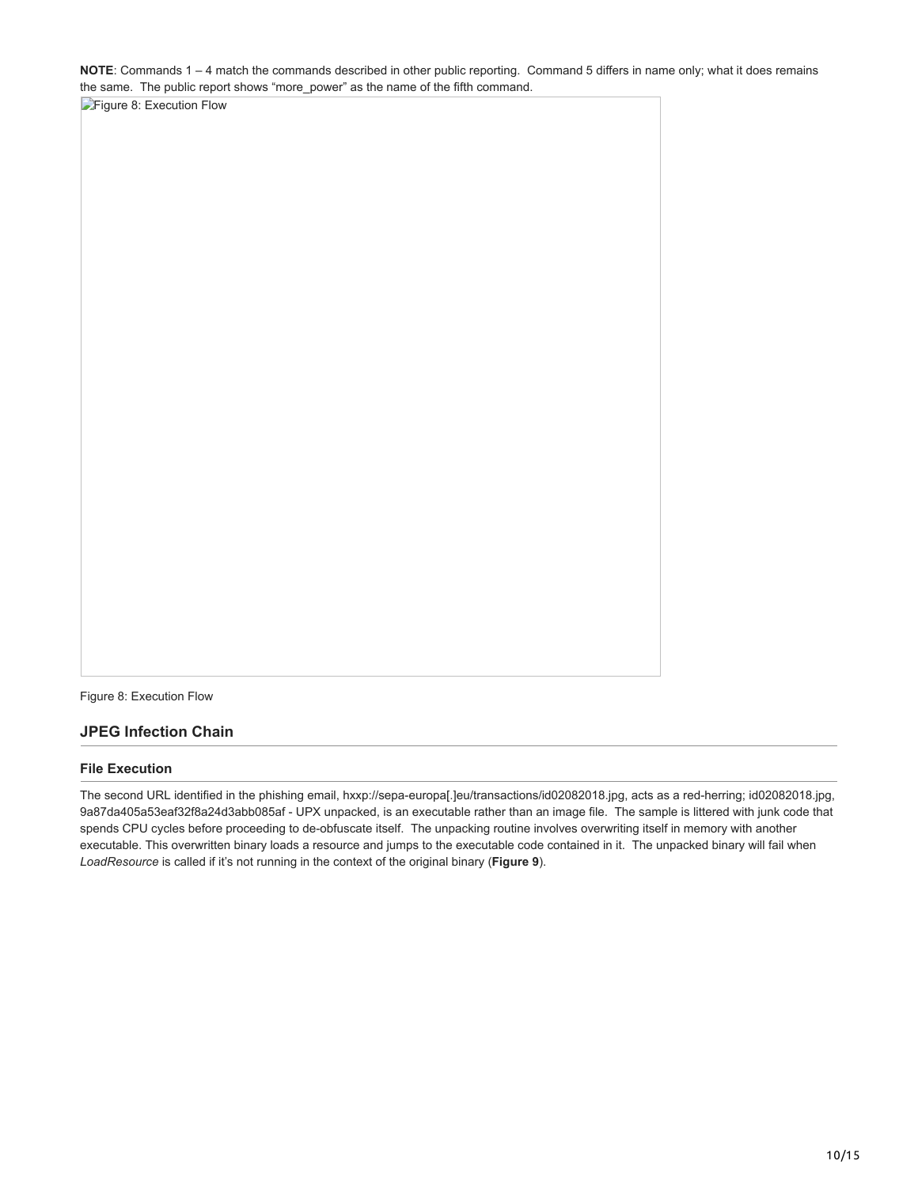**NOTE**: Commands 1 – 4 match the commands described in other public reporting. Command 5 differs in name only; what it does remains the same. The public report shows "more_power" as the name of the fifth command.

Figure 8: Execution Flow

## JPEG Infection Chain

### File Execution

The second URL identified in the phishing email, hxxp://sepa-europa[.]eu/transactions/id02082018.jpg, acts as a red-herring; id02082018.jpg, 9a87da405a53eaf32f8a24d3abb085af - UPX unpacked, is an executable rather than an image file. The sample is littered with junk code that spends CPU cycles before proceeding to de-obfuscate itself. The unpacking routine involves overwriting itself in memory with another executable. This overwritten binary loads a resource and jumps to the executable code contained in it. The unpacked binary will fail when *LoadResource* is called if it's not running in the context of the original binary (**Figure 9**).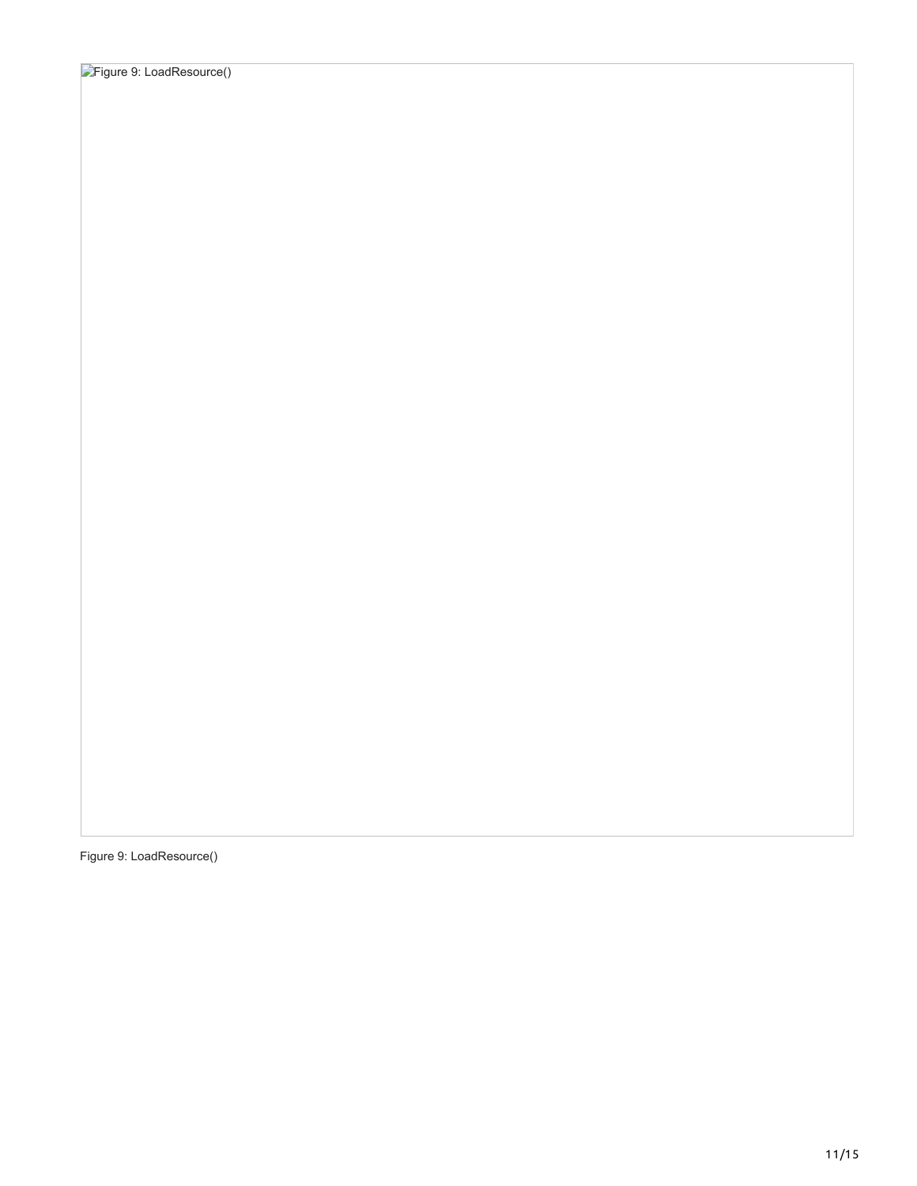Figure 9: LoadResource()

Figure 9: LoadResource()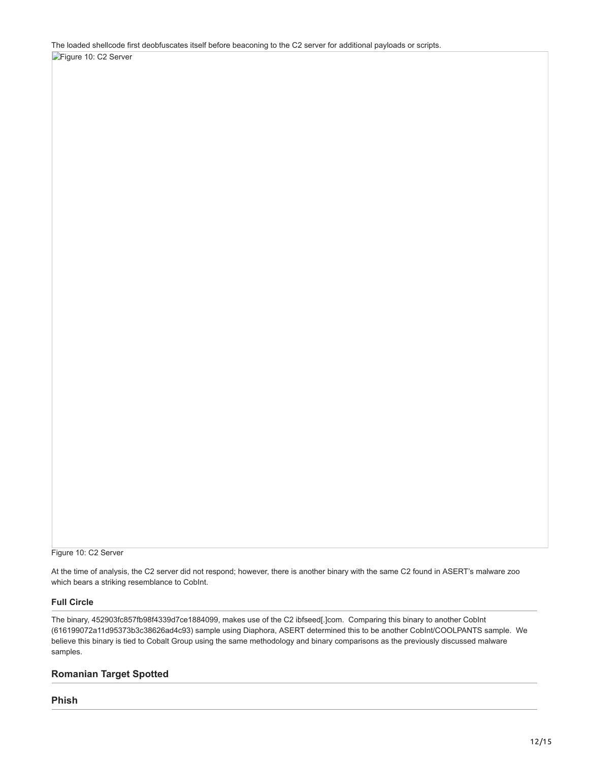The loaded shellcode first deobfuscates itself before beaconing to the C2 server for additional payloads or scripts.

Figure 10: C2 Server

At the time of analysis, the C2 server did not respond; however, there is another binary with the same C2 found in ASERT's malware zoo which bears a striking resemblance to CobInt.

### Full Circle

The binary, 452903fc857fb98f4339d7ce1884099, makes use of the C2 ibfseed[.]com. Comparing this binary to another CobInt (616199072a11d95373b3c38626ad4c93) sample using Diaphora, ASERT determined this to be another CobInt/COOLPANTS sample. We believe this binary is tied to Cobalt Group using the same methodology and binary comparisons as the previously discussed malware samples.

## Romanian Target Spotted

### Phish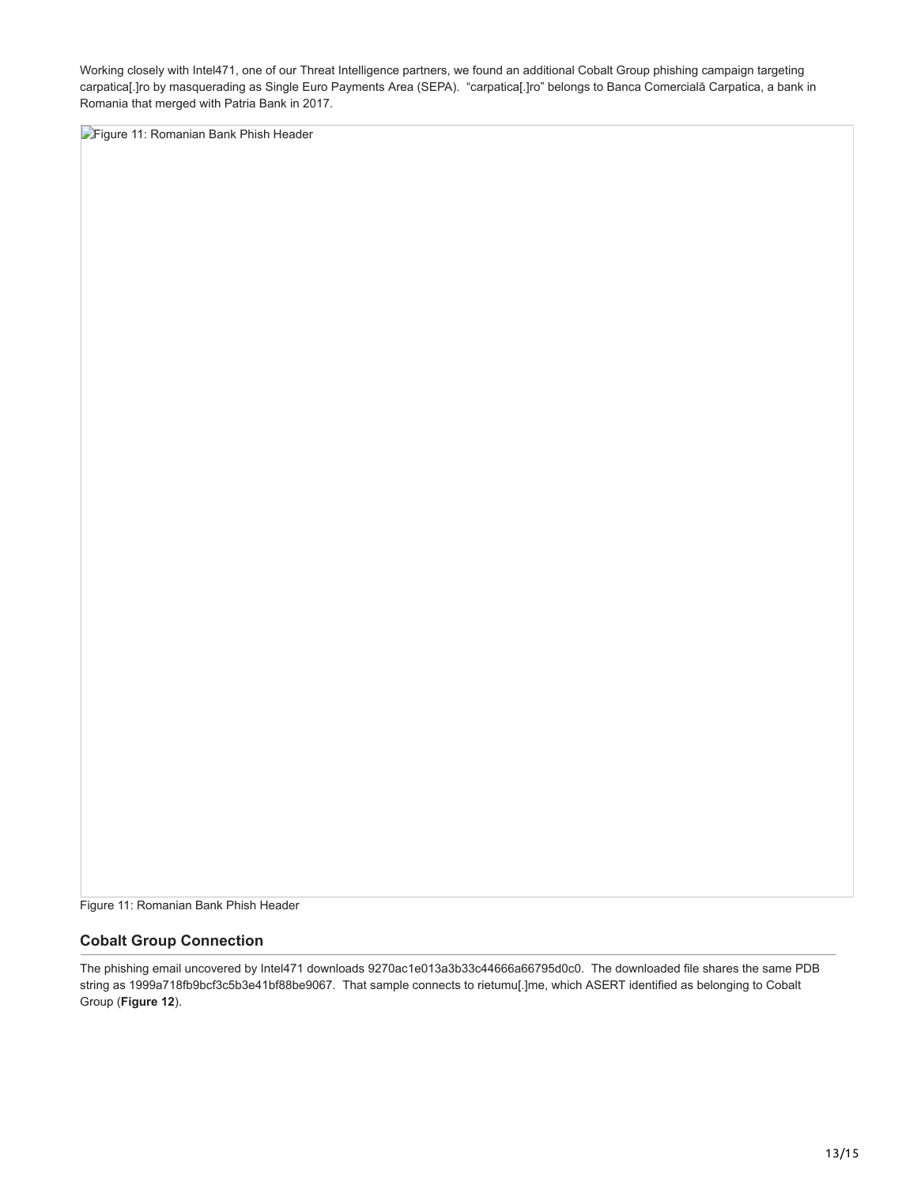Working closely with Intel471, one of our Threat Intelligence partners, we found an additional Cobalt Group phishing campaign targeting carpatica[.]ro by masquerading as Single Euro Payments Area (SEPA). "carpatica[.]ro" belongs to Banca Comercială Carpatica, a bank in Romania that merged with Patria Bank in 2017.

Figure 11: Romanian Bank Phish Header

## Cobalt Group Connection

The phishing email uncovered by Intel471 downloads 9270ac1e013a3b33c44666a66795d0c0. The downloaded file shares the same PDB string as 1999a718fb9bcf3c5b3e41bf88be9067. That sample connects to rietumu[.]me, which ASERT identified as belonging to Cobalt Group (**Figure 12**).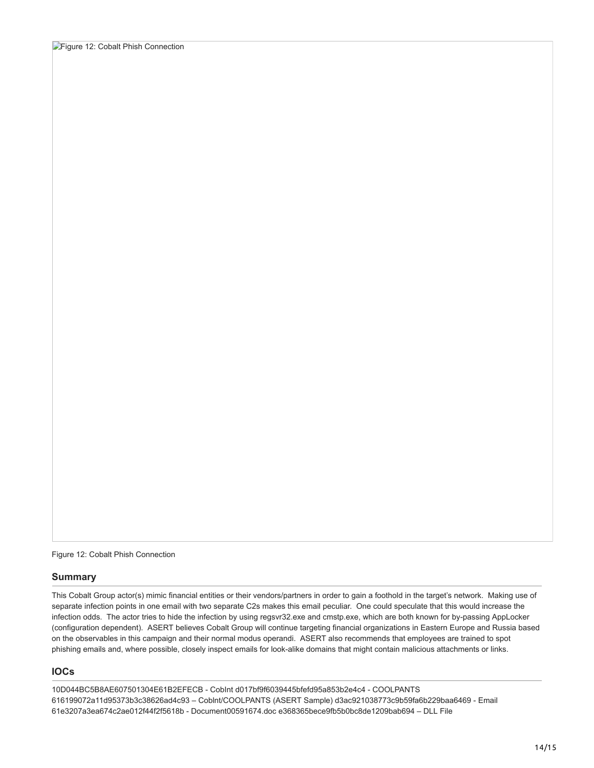Figure 12: Cobalt Phish Connection

## Summary

This Cobalt Group actor(s) mimic financial entities or their vendors/partners in order to gain a foothold in the target's network. Making use of separate infection points in one email with two separate C2s makes this email peculiar. One could speculate that this would increase the infection odds. The actor tries to hide the infection by using regsvr32.exe and cmstp.exe, which are both known for by-passing AppLocker (configuration dependent). ASERT believes Cobalt Group will continue targeting financial organizations in Eastern Europe and Russia based on the observables in this campaign and their normal modus operandi. ASERT also recommends that employees are trained to spot phishing emails and, where possible, closely inspect emails for look-alike domains that might contain malicious attachments or links.

## IOCs

10D044BC5B8AE607501304E61B2EFECB - CobInt d017bf9f6039445bfefd95a853b2e4c4 - COOLPANTS
616199072a11d95373b3c38626ad4c93 – Coblnt/COOLPANTS (ASERT Sample) d3ac921038773c9b59fa6b229baa6469 - Email
61e3207a3ea674c2ae012f44f2f5618b - Document00591674.doc e368365bece9fb5b0bc8de1209bab694 – DLL File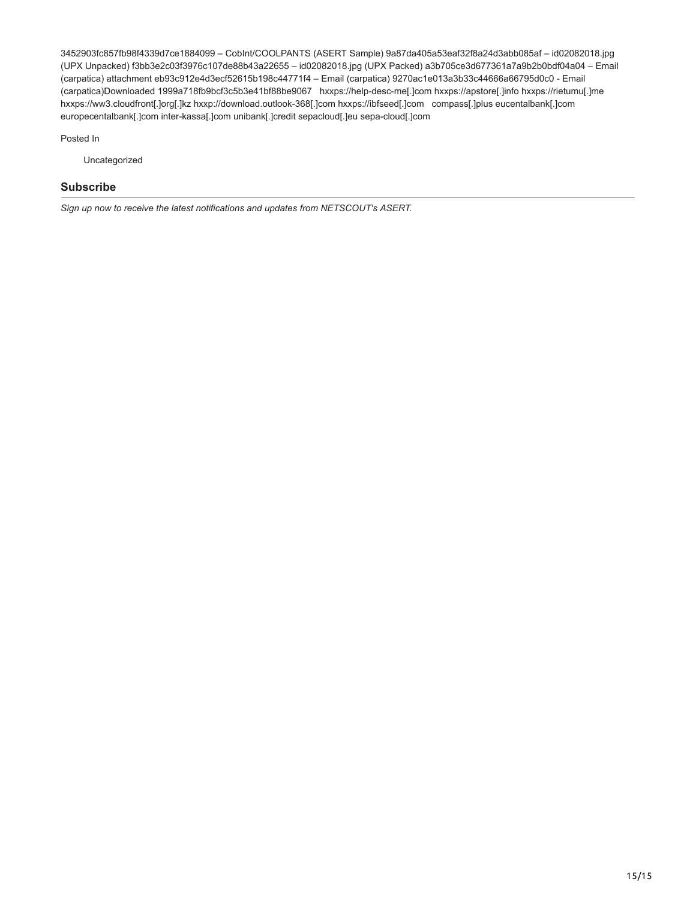3452903fc857fb98f4339d7ce1884099 – CobInt/COOLPANTS (ASERT Sample) 9a87da405a53eaf32f8a24d3abb085af – id02082018.jpg (UPX Unpacked) f3bb3e2c03f3976c107de88b43a22655 – id02082018.jpg (UPX Packed) a3b705ce3d677361a7a9b2b0bdf04a04 – Email (carpatica) attachment eb93c912e4d3ecf52615b198c44771f4 – Email (carpatica) 9270ac1e013a3b33c44666a66795d0c0 - Email (carpatica)Downloaded 1999a718fb9bcf3c5b3e41bf88be9067 hxxps://help-desc-me[.]com hxxps://apstore[.]info hxxps://rietumu[.]me hxxps://ww3.cloudfront[.]org[.]kz hxxp://download.outlook-368[.]com hxxps://ibfseed[.]com compass[.]plus eucentalbank[.]com europecentalbank[.]com inter-kassa[.]com unibank[.]credit sepacloud[.]eu sepa-cloud[.]com

Posted In

- Uncategorized

## Subscribe

*Sign up now to receive the latest notifications and updates from NETSCOUT's ASERT.*